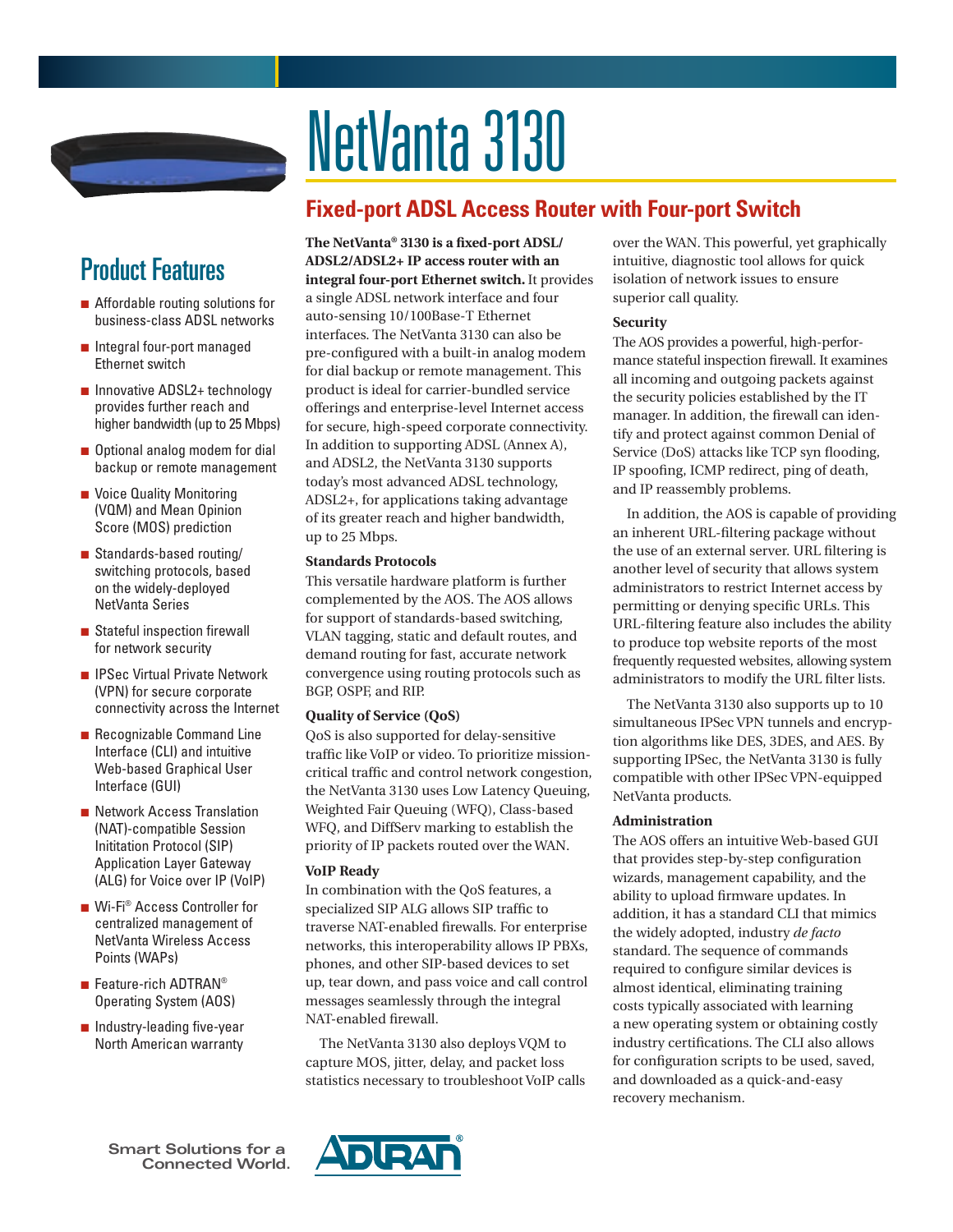# NetVanta 3130

## Fixed-port ADSL Access Router with Four-port Switch

## Product Features

- Affordable routing solutions for business-class ADSL networks
- Integral four-port managed Ethernet switch
- Innovative ADSL2+ technology provides further reach and higher bandwidth (up to 25 Mbps)
- Optional analog modem for dial backup or remote management
- Voice Quality Monitoring (VQM) and Mean Opinion Score (MOS) prediction
- Standards-based routing/switching protocols, based on the widely-deployed NetVanta Series
- Stateful inspection firewall for network security
- IPSec Virtual Private Network (VPN) for secure corporate connectivity across the Internet
- Recognizable Command Line Interface (CLI) and intuitive Web-based Graphical User Interface (GUI)
- Network Access Translation (NAT)-compatible Session Inititation Protocol (SIP) Application Layer Gateway (ALG) for Voice over IP (VoIP)
- Wi-Fi® Access Controller for centralized management of NetVanta Wireless Access Points (WAPs)
- Feature-rich ADTRAN® Operating System (AOS)
- Industry-leading five-year North American warranty

**The NetVanta® 3130 is a fixed-port ADSL/ADSL2/ADSL2+ IP access router with an integral four-port Ethernet switch.** It provides a single ADSL network interface and four auto-sensing 10/100Base-T Ethernet interfaces. The NetVanta 3130 can also be pre-configured with a built-in analog modem for dial backup or remote management. This product is ideal for carrier-bundled service offerings and enterprise-level Internet access for secure, high-speed corporate connectivity. In addition to supporting ADSL (Annex A), and ADSL2, the NetVanta 3130 supports today's most advanced ADSL technology, ADSL2+, for applications taking advantage of its greater reach and higher bandwidth, up to 25 Mbps.

### Standards Protocols

This versatile hardware platform is further complemented by the AOS. The AOS allows for support of standards-based switching, VLAN tagging, static and default routes, and demand routing for fast, accurate network convergence using routing protocols such as BGP, OSPF, and RIP.

### Quality of Service (QoS)

QoS is also supported for delay-sensitive traffic like VoIP or video. To prioritize mission-critical traffic and control network congestion, the NetVanta 3130 uses Low Latency Queuing, Weighted Fair Queuing (WFQ), Class-based WFQ, and DiffServ marking to establish the priority of IP packets routed over the WAN.

### VoIP Ready

In combination with the QoS features, a specialized SIP ALG allows SIP traffic to traverse NAT-enabled firewalls. For enterprise networks, this interoperability allows IP PBXs, phones, and other SIP-based devices to set up, tear down, and pass voice and call control messages seamlessly through the integral NAT-enabled firewall.

The NetVanta 3130 also deploys VQM to capture MOS, jitter, delay, and packet loss statistics necessary to troubleshoot VoIP calls over the WAN. This powerful, yet graphically intuitive, diagnostic tool allows for quick isolation of network issues to ensure superior call quality.

### Security

The AOS provides a powerful, high-performance stateful inspection firewall. It examines all incoming and outgoing packets against the security policies established by the IT manager. In addition, the firewall can identify and protect against common Denial of Service (DoS) attacks like TCP syn flooding, IP spoofing, ICMP redirect, ping of death, and IP reassembly problems.

In addition, the AOS is capable of providing an inherent URL-filtering package without the use of an external server. URL filtering is another level of security that allows system administrators to restrict Internet access by permitting or denying specific URLs. This URL-filtering feature also includes the ability to produce top website reports of the most frequently requested websites, allowing system administrators to modify the URL filter lists.

The NetVanta 3130 also supports up to 10 simultaneous IPSec VPN tunnels and encryption algorithms like DES, 3DES, and AES. By supporting IPSec, the NetVanta 3130 is fully compatible with other IPSec VPN-equipped NetVanta products.

### Administration

The AOS offers an intuitive Web-based GUI that provides step-by-step configuration wizards, management capability, and the ability to upload firmware updates. In addition, it has a standard CLI that mimics the widely adopted, industry *de facto* standard. The sequence of commands required to configure similar devices is almost identical, eliminating training costs typically associated with learning a new operating system or obtaining costly industry certifications. The CLI also allows for configuration scripts to be used, saved, and downloaded as a quick-and-easy recovery mechanism.

Smart Solutions for a Connected World.

ADTRAN®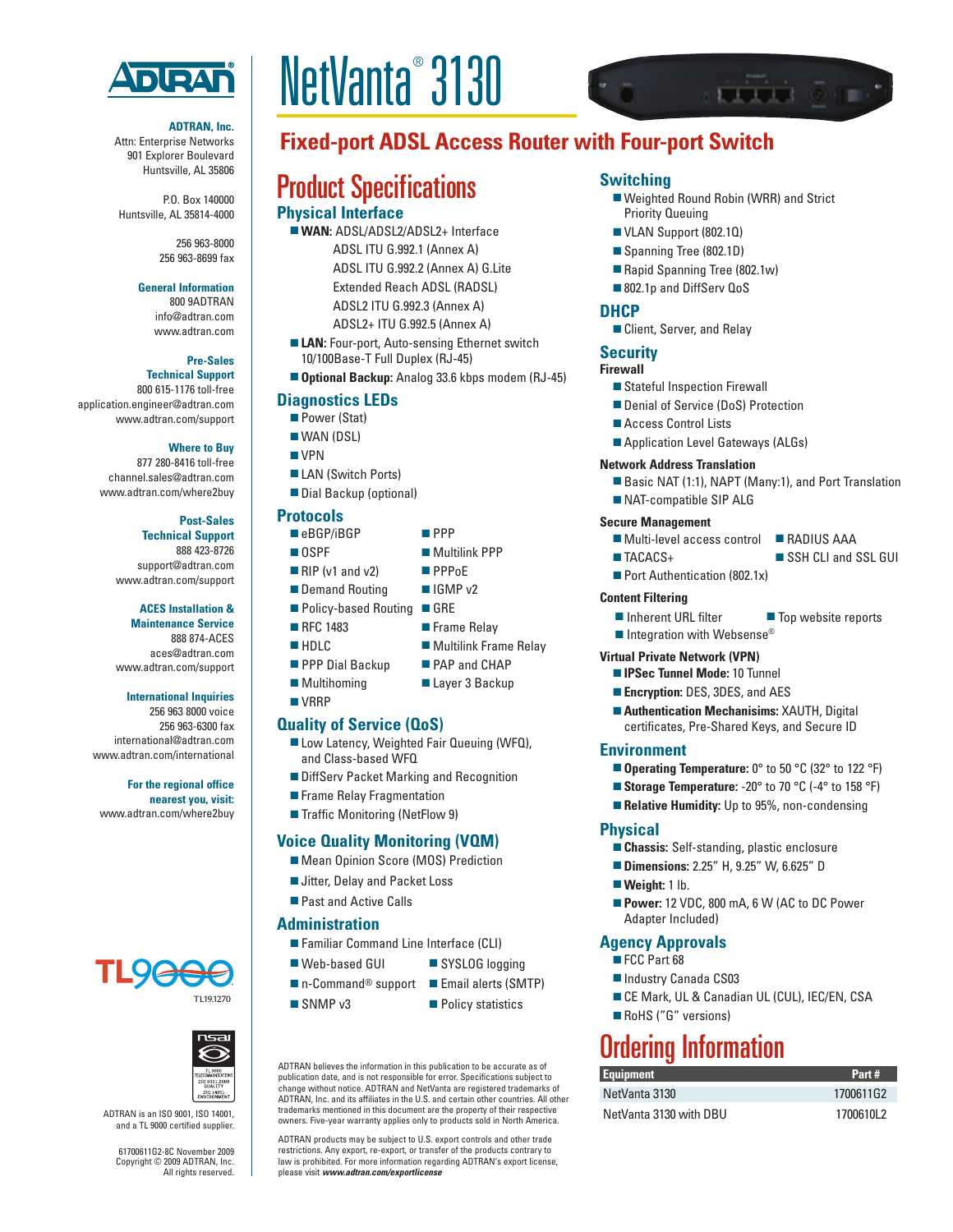# NetVanta® 3130

## Fixed-port ADSL Access Router with Four-port Switch

**ADTRAN, Inc.**
Attn: Enterprise Networks
901 Explorer Boulevard
Huntsville, AL 35806

P.O. Box 140000
Huntsville, AL 35814-4000

256 963-8000
256 963-8699 fax

**General Information**
800 9ADTRAN
info@adtran.com
www.adtran.com

**Pre-Sales Technical Support**
800 615-1176 toll-free
application.engineer@adtran.com
www.adtran.com/support

**Where to Buy**
877 280-8416 toll-free
channel.sales@adtran.com
www.adtran.com/where2buy

**Post-Sales Technical Support**
888 423-8726
support@adtran.com
www.adtran.com/support

**ACES Installation & Maintenance Service**
888 874-ACES
aces@adtran.com
www.adtran.com/support

**International Inquiries**
256 963 8000 voice
256 963-6300 fax
international@adtran.com
www.adtran.com/international

**For the regional office nearest you, visit:**
www.adtran.com/where2buy

TL19.1270

ADTRAN is an ISO 9001, ISO 14001, and a TL 9000 certified supplier.

61700611G2-8C November 2009
Copyright © 2009 ADTRAN, Inc.
All rights reserved.

# Product Specifications

## Physical Interface

- **WAN:** ADSL/ADSL2/ADSL2+ Interface
  - ADSL ITU G.992.1 (Annex A)
  - ADSL ITU G.992.2 (Annex A) G.Lite
  - Extended Reach ADSL (RADSL)
  - ADSL2 ITU G.992.3 (Annex A)
  - ADSL2+ ITU G.992.5 (Annex A)
- **LAN:** Four-port, Auto-sensing Ethernet switch 10/100Base-T Full Duplex (RJ-45)
- **Optional Backup:** Analog 33.6 kbps modem (RJ-45)

## Diagnostics LEDs

- Power (Stat)
- WAN (DSL)
- VPN
- LAN (Switch Ports)
- Dial Backup (optional)

## Protocols

- eBGP/iBGP
- OSPF
- RIP (v1 and v2)
- Demand Routing
- Policy-based Routing
- RFC 1483
- HDLC
- PPP Dial Backup
- Multihoming
- VRRP
- PPP
- Multilink PPP
- PPPoE
- IGMP v2
- GRE
- Frame Relay
- Multilink Frame Relay
- PAP and CHAP
- Layer 3 Backup

## Quality of Service (QoS)

- Low Latency, Weighted Fair Queuing (WFQ), and Class-based WFQ
- DiffServ Packet Marking and Recognition
- Frame Relay Fragmentation
- Traffic Monitoring (NetFlow 9)

## Voice Quality Monitoring (VQM)

- Mean Opinion Score (MOS) Prediction
- Jitter, Delay and Packet Loss
- Past and Active Calls

## Administration

- Familiar Command Line Interface (CLI)
- Web-based GUI
- n-Command® support
- SNMP v3
- SYSLOG logging
- Email alerts (SMTP)
- Policy statistics

## Switching

- Weighted Round Robin (WRR) and Strict Priority Queuing
- VLAN Support (802.1Q)
- Spanning Tree (802.1D)
- Rapid Spanning Tree (802.1w)
- 802.1p and DiffServ QoS

## DHCP

- Client, Server, and Relay

## Security

### Firewall

- Stateful Inspection Firewall
- Denial of Service (DoS) Protection
- Access Control Lists
- Application Level Gateways (ALGs)

### Network Address Translation

- Basic NAT (1:1), NAPT (Many:1), and Port Translation
- NAT-compatible SIP ALG

### Secure Management

- Multi-level access control
- TACACS+
- Port Authentication (802.1x)
- RADIUS AAA
- SSH CLI and SSL GUI

### Content Filtering

- Inherent URL filter
- Integration with Websense®
- Top website reports

### Virtual Private Network (VPN)

- **IPSec Tunnel Mode:** 10 Tunnel
- **Encryption:** DES, 3DES, and AES
- **Authentication Mechanisims:** XAUTH, Digital certificates, Pre-Shared Keys, and Secure ID

## Environment

- **Operating Temperature:** 0° to 50 °C (32° to 122 °F)
- **Storage Temperature:** -20° to 70 °C (-4° to 158 °F)
- **Relative Humidity:** Up to 95%, non-condensing

## Physical

- **Chassis:** Self-standing, plastic enclosure
- **Dimensions:** 2.25" H, 9.25" W, 6.625" D
- **Weight:** 1 lb.
- **Power:** 12 VDC, 800 mA, 6 W (AC to DC Power Adapter Included)

## Agency Approvals

- FCC Part 68
- Industry Canada CS03
- CE Mark, UL & Canadian UL (CUL), IEC/EN, CSA
- RoHS ("G" versions)

# Ordering Information

| Equipment | Part # |
|---|---|
| NetVanta 3130 | 1700611G2 |
| NetVanta 3130 with DBU | 1700610L2 |

ADTRAN believes the information in this publication to be accurate as of publication date, and is not responsible for error. Specifications subject to change without notice. ADTRAN and NetVanta are registered trademarks of ADTRAN, Inc. and its affiliates in the U.S. and certain other countries. All other trademarks mentioned in this document are the property of their respective owners. Five-year warranty applies only to products sold in North America.

ADTRAN products may be subject to U.S. export controls and other trade restrictions. Any export, re-export, or transfer of the products contrary to law is prohibited. For more information regarding ADTRAN's export license, please visit ***www.adtran.com/exportlicense***